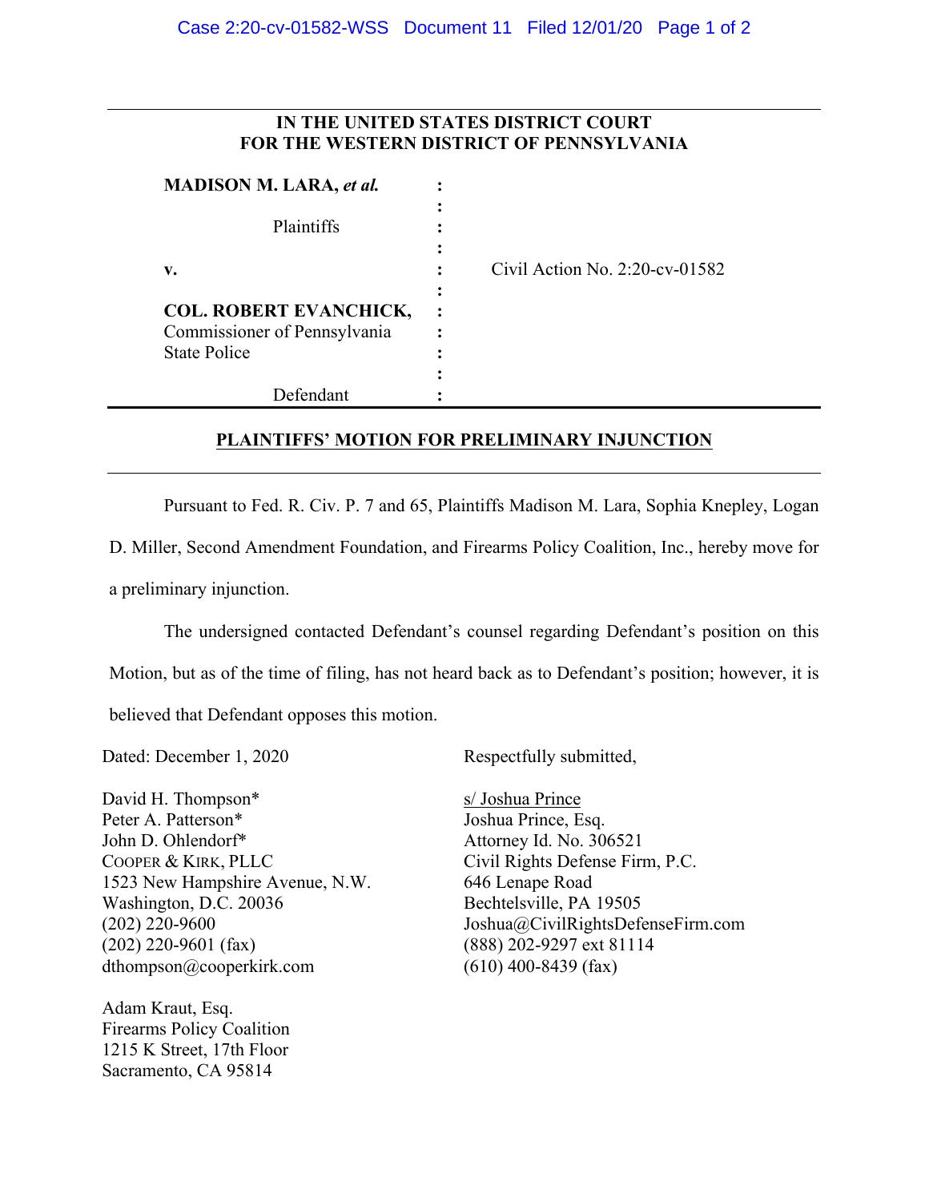**IN THE UNITED STATES DISTRICT COURT**
**FOR THE WESTERN DISTRICT OF PENNSYLVANIA**

| | | |
|---|---|---|
| **MADISON M. LARA, *et al.*** | : | |
| | : | |
| Plaintiffs | : | |
| | : | |
| **v.** | : | Civil Action No. 2:20-cv-01582 |
| | : | |
| **COL. ROBERT EVANCHICK,** | : | |
| Commissioner of Pennsylvania | : | |
| State Police | : | |
| | : | |
| Defendant | : | |

## PLAINTIFFS' MOTION FOR PRELIMINARY INJUNCTION

Pursuant to Fed. R. Civ. P. 7 and 65, Plaintiffs Madison M. Lara, Sophia Knepley, Logan D. Miller, Second Amendment Foundation, and Firearms Policy Coalition, Inc., hereby move for a preliminary injunction.

The undersigned contacted Defendant's counsel regarding Defendant's position on this Motion, but as of the time of filing, has not heard back as to Defendant's position; however, it is believed that Defendant opposes this motion.

Dated: December 1, 2020

Respectfully submitted,

s/ Joshua Prince
Joshua Prince, Esq.
Attorney Id. No. 306521
Civil Rights Defense Firm, P.C.
646 Lenape Road
Bechtelsville, PA 19505
Joshua@CivilRightsDefenseFirm.com
(888) 202-9297 ext 81114
(610) 400-8439 (fax)

David H. Thompson*
Peter A. Patterson*
John D. Ohlendorf*
COOPER & KIRK, PLLC
1523 New Hampshire Avenue, N.W.
Washington, D.C. 20036
(202) 220-9600
(202) 220-9601 (fax)
dthompson@cooperkirk.com

Adam Kraut, Esq.
Firearms Policy Coalition
1215 K Street, 17th Floor
Sacramento, CA 95814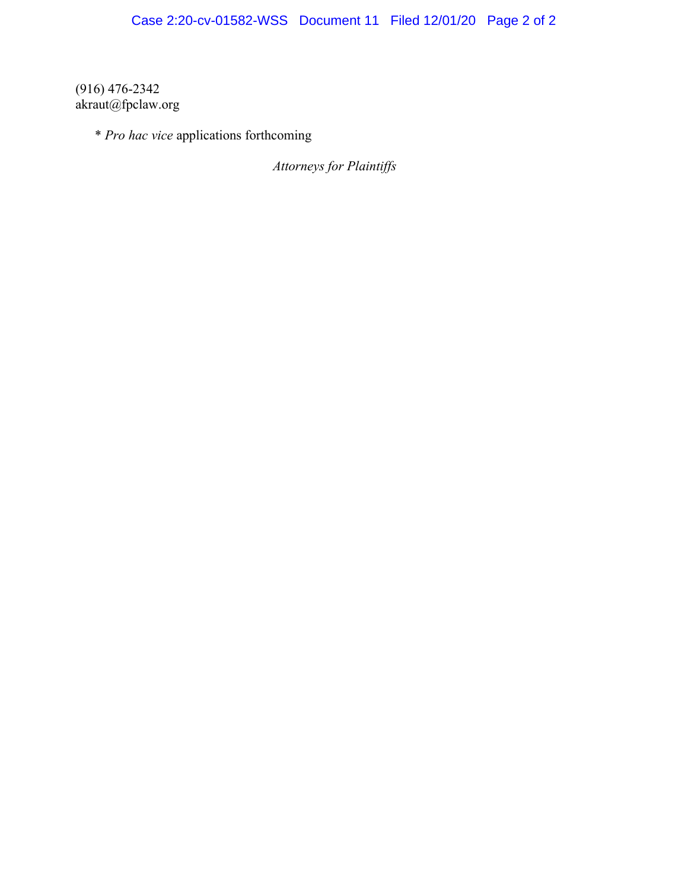(916) 476-2342
akraut@fpclaw.org

\* *Pro hac vice* applications forthcoming

*Attorneys for Plaintiffs*